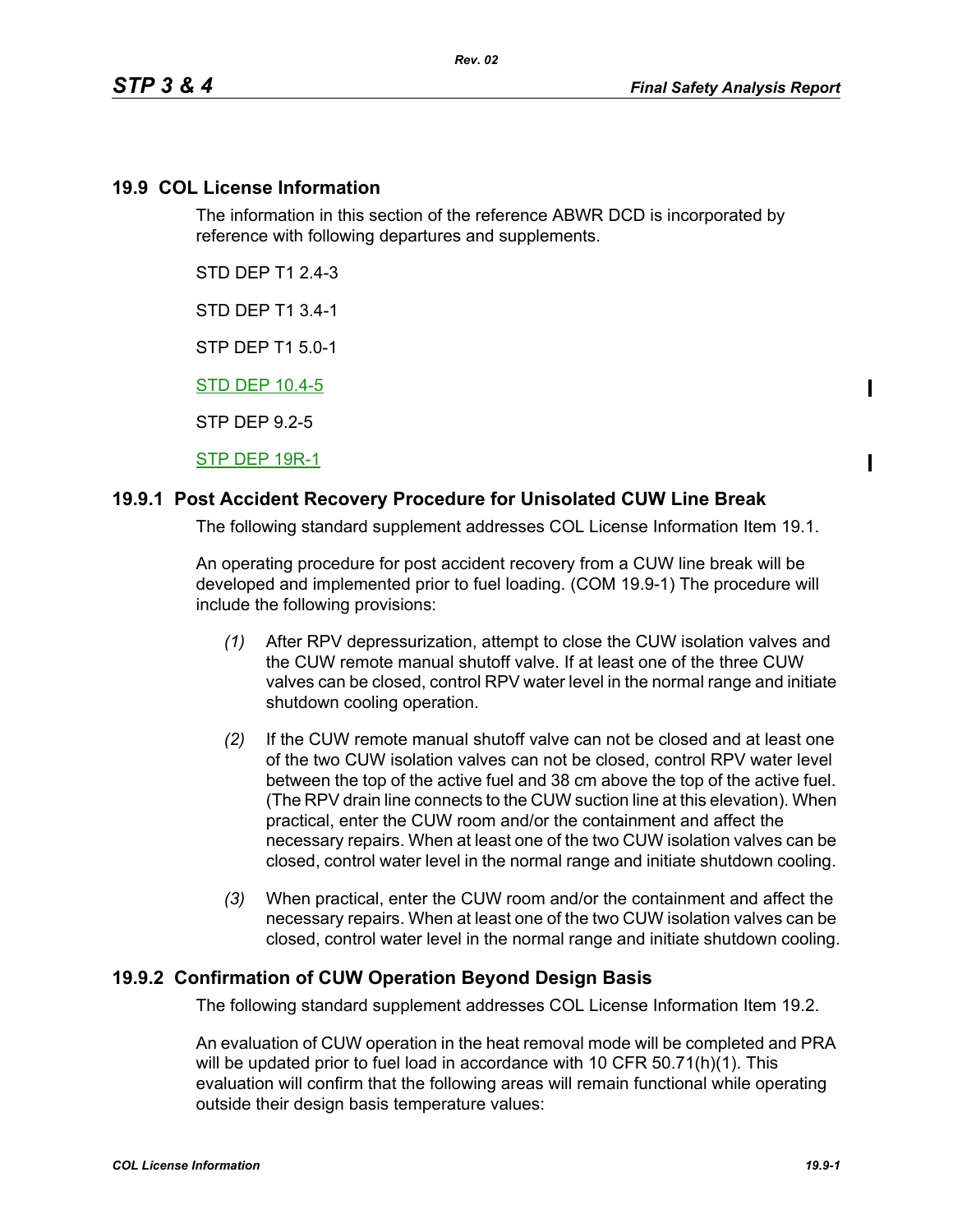## 19.9 COL License Information

The information in this section of the reference ABWR DCD is incorporated by reference with following departures and supplements.

STD DEP T1 2.4-3

STD DEP T1 3.4-1

STP DEP T1 5.0-1

STD DEP 10.4-5

STP DEP 9.2-5

STP DEP 19R-1

### 19.9.1 Post Accident Recovery Procedure for Unisolated CUW Line Break

The following standard supplement addresses COL License Information Item 19.1.

An operating procedure for post accident recovery from a CUW line break will be developed and implemented prior to fuel loading. (COM 19.9-1) The procedure will include the following provisions:

*(1)* After RPV depressurization, attempt to close the CUW isolation valves and the CUW remote manual shutoff valve. If at least one of the three CUW valves can be closed, control RPV water level in the normal range and initiate shutdown cooling operation.

*(2)* If the CUW remote manual shutoff valve can not be closed and at least one of the two CUW isolation valves can not be closed, control RPV water level between the top of the active fuel and 38 cm above the top of the active fuel. (The RPV drain line connects to the CUW suction line at this elevation). When practical, enter the CUW room and/or the containment and affect the necessary repairs. When at least one of the two CUW isolation valves can be closed, control water level in the normal range and initiate shutdown cooling.

*(3)* When practical, enter the CUW room and/or the containment and affect the necessary repairs. When at least one of the two CUW isolation valves can be closed, control water level in the normal range and initiate shutdown cooling.

### 19.9.2 Confirmation of CUW Operation Beyond Design Basis

The following standard supplement addresses COL License Information Item 19.2.

An evaluation of CUW operation in the heat removal mode will be completed and PRA will be updated prior to fuel load in accordance with 10 CFR 50.71(h)(1). This evaluation will confirm that the following areas will remain functional while operating outside their design basis temperature values: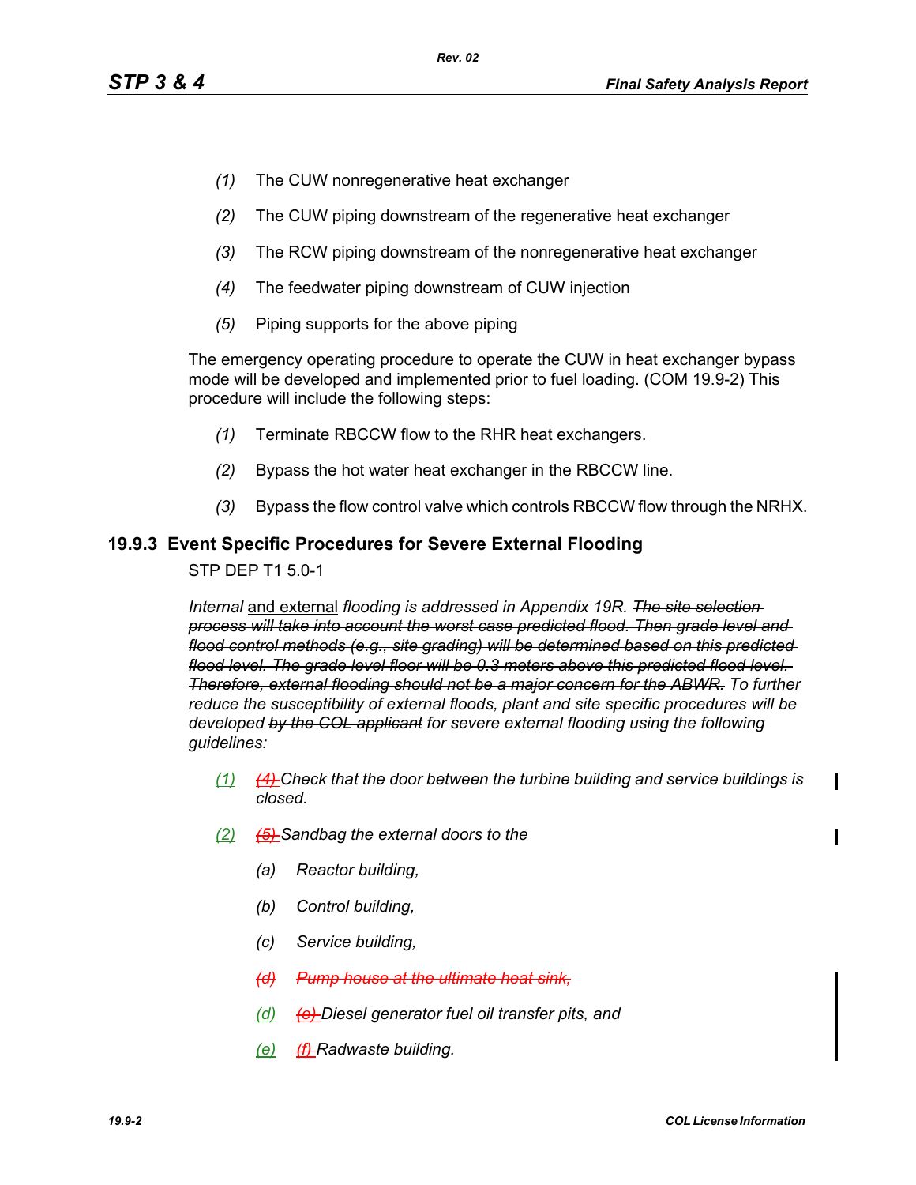(1) The CUW nonregenerative heat exchanger

(2) The CUW piping downstream of the regenerative heat exchanger

(3) The RCW piping downstream of the nonregenerative heat exchanger

(4) The feedwater piping downstream of CUW injection

(5) Piping supports for the above piping

The emergency operating procedure to operate the CUW in heat exchanger bypass mode will be developed and implemented prior to fuel loading. (COM 19.9-2) This procedure will include the following steps:

(1) Terminate RBCCW flow to the RHR heat exchangers.

(2) Bypass the hot water heat exchanger in the RBCCW line.

(3) Bypass the flow control valve which controls RBCCW flow through the NRHX.

### 19.9.3 Event Specific Procedures for Severe External Flooding

STP DEP T1 5.0-1

*Internal* <u>and external</u> *flooding is addressed in Appendix 19R.* ~~*The site selection process will take into account the worst case predicted flood. Then grade level and flood control methods (e.g., site grading) will be determined based on this predicted flood level. The grade level floor will be 0.3 meters above this predicted flood level. Therefore, external flooding should not be a major concern for the ABWR.*~~ *To further reduce the susceptibility of external floods, plant and site specific procedures will be developed* ~~*by the COL applicant*~~ *for severe external flooding using the following guidelines:*

<u>(1)</u> ~~*(4)*~~ *Check that the door between the turbine building and service buildings is closed.*

<u>(2)</u> ~~*(5)*~~ *Sandbag the external doors to the*

*(a) Reactor building,*

*(b) Control building,*

*(c) Service building,*

~~*(d) Pump house at the ultimate heat sink,*~~

<u>(d)</u> ~~*(e)*~~ *Diesel generator fuel oil transfer pits, and*

<u>(e)</u> ~~*(f)*~~ *Radwaste building.*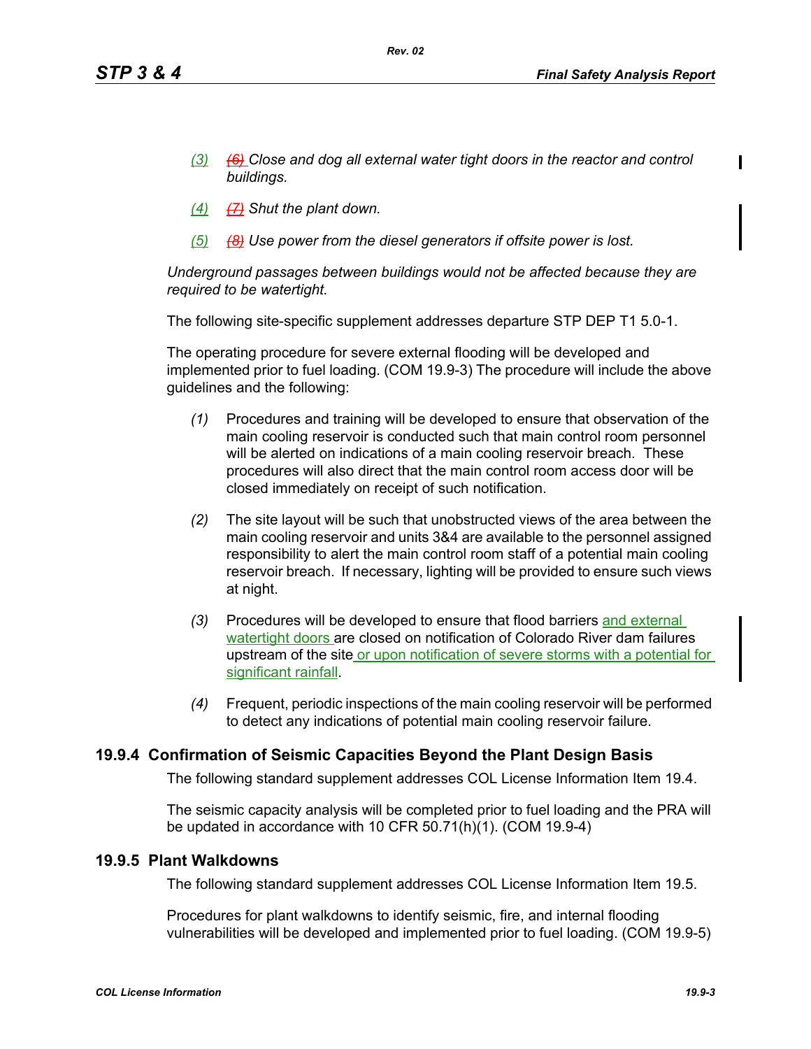*(3) ~~(6)~~ Close and dog all external water tight doors in the reactor and control buildings.*

*(4) ~~(7)~~ Shut the plant down.*

*(5) ~~(8)~~ Use power from the diesel generators if offsite power is lost.*

*Underground passages between buildings would not be affected because they are required to be watertight.*

The following site-specific supplement addresses departure STP DEP T1 5.0-1.

The operating procedure for severe external flooding will be developed and implemented prior to fuel loading. (COM 19.9-3) The procedure will include the above guidelines and the following:

*(1)* Procedures and training will be developed to ensure that observation of the main cooling reservoir is conducted such that main control room personnel will be alerted on indications of a main cooling reservoir breach. These procedures will also direct that the main control room access door will be closed immediately on receipt of such notification.

*(2)* The site layout will be such that unobstructed views of the area between the main cooling reservoir and units 3&4 are available to the personnel assigned responsibility to alert the main control room staff of a potential main cooling reservoir breach. If necessary, lighting will be provided to ensure such views at night.

*(3)* Procedures will be developed to ensure that flood barriers and external watertight doors are closed on notification of Colorado River dam failures upstream of the site or upon notification of severe storms with a potential for significant rainfall.

*(4)* Frequent, periodic inspections of the main cooling reservoir will be performed to detect any indications of potential main cooling reservoir failure.

### 19.9.4 Confirmation of Seismic Capacities Beyond the Plant Design Basis

The following standard supplement addresses COL License Information Item 19.4.

The seismic capacity analysis will be completed prior to fuel loading and the PRA will be updated in accordance with 10 CFR 50.71(h)(1). (COM 19.9-4)

### 19.9.5 Plant Walkdowns

The following standard supplement addresses COL License Information Item 19.5.

Procedures for plant walkdowns to identify seismic, fire, and internal flooding vulnerabilities will be developed and implemented prior to fuel loading. (COM 19.9-5)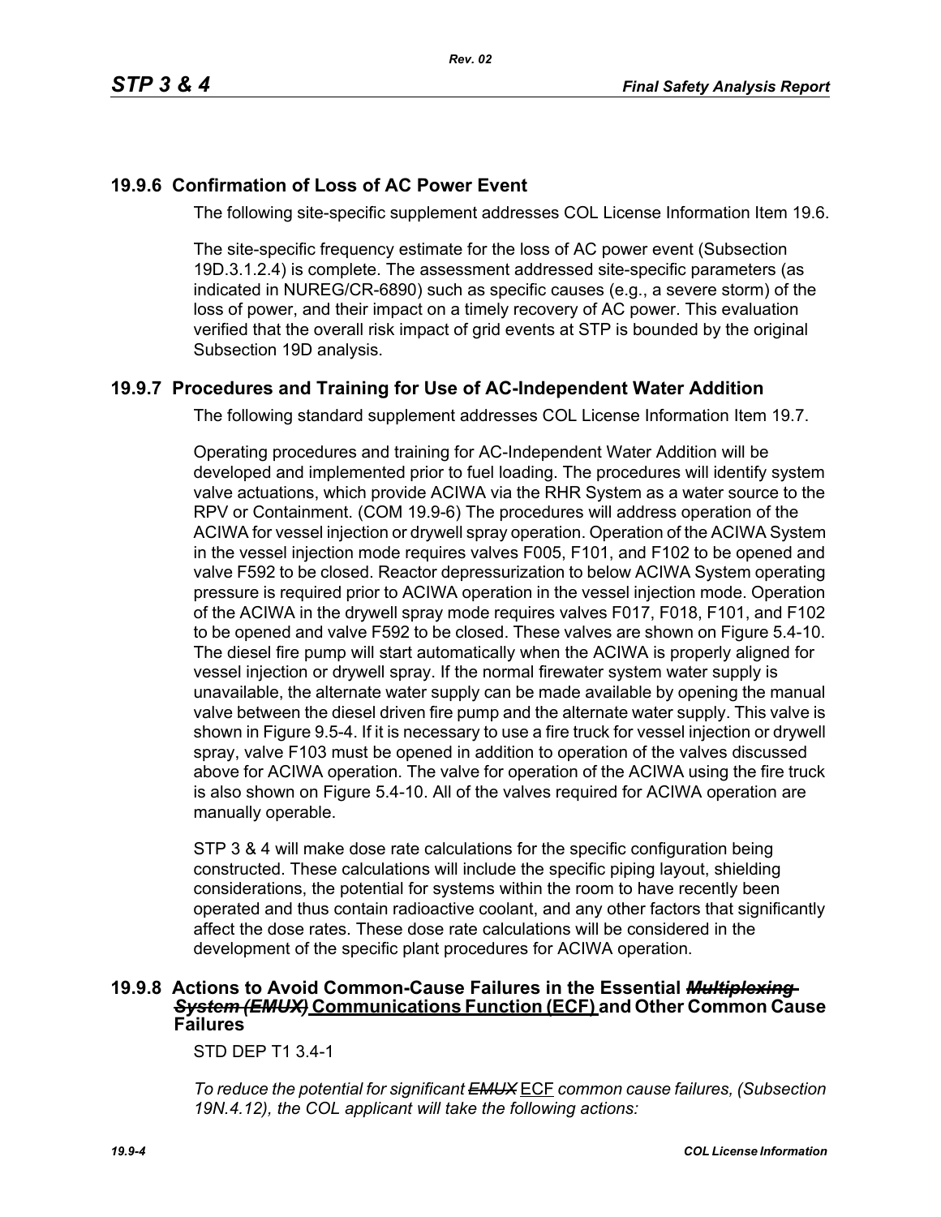## 19.9.6 Confirmation of Loss of AC Power Event

The following site-specific supplement addresses COL License Information Item 19.6.

The site-specific frequency estimate for the loss of AC power event (Subsection 19D.3.1.2.4) is complete. The assessment addressed site-specific parameters (as indicated in NUREG/CR-6890) such as specific causes (e.g., a severe storm) of the loss of power, and their impact on a timely recovery of AC power. This evaluation verified that the overall risk impact of grid events at STP is bounded by the original Subsection 19D analysis.

## 19.9.7 Procedures and Training for Use of AC-Independent Water Addition

The following standard supplement addresses COL License Information Item 19.7.

Operating procedures and training for AC-Independent Water Addition will be developed and implemented prior to fuel loading. The procedures will identify system valve actuations, which provide ACIWA via the RHR System as a water source to the RPV or Containment. (COM 19.9-6) The procedures will address operation of the ACIWA for vessel injection or drywell spray operation. Operation of the ACIWA System in the vessel injection mode requires valves F005, F101, and F102 to be opened and valve F592 to be closed. Reactor depressurization to below ACIWA System operating pressure is required prior to ACIWA operation in the vessel injection mode. Operation of the ACIWA in the drywell spray mode requires valves F017, F018, F101, and F102 to be opened and valve F592 to be closed. These valves are shown on Figure 5.4-10. The diesel fire pump will start automatically when the ACIWA is properly aligned for vessel injection or drywell spray. If the normal firewater system water supply is unavailable, the alternate water supply can be made available by opening the manual valve between the diesel driven fire pump and the alternate water supply. This valve is shown in Figure 9.5-4. If it is necessary to use a fire truck for vessel injection or drywell spray, valve F103 must be opened in addition to operation of the valves discussed above for ACIWA operation. The valve for operation of the ACIWA using the fire truck is also shown on Figure 5.4-10. All of the valves required for ACIWA operation are manually operable.

STP 3 & 4 will make dose rate calculations for the specific configuration being constructed. These calculations will include the specific piping layout, shielding considerations, the potential for systems within the room to have recently been operated and thus contain radioactive coolant, and any other factors that significantly affect the dose rates. These dose rate calculations will be considered in the development of the specific plant procedures for ACIWA operation.

## 19.9.8 Actions to Avoid Common-Cause Failures in the Essential ~~*Multiplexing System (EMUX)*~~ Communications Function (ECF) and Other Common Cause Failures

STD DEP T1 3.4-1

*To reduce the potential for significant ~~EMUX~~* ECF *common cause failures, (Subsection 19N.4.12), the COL applicant will take the following actions:*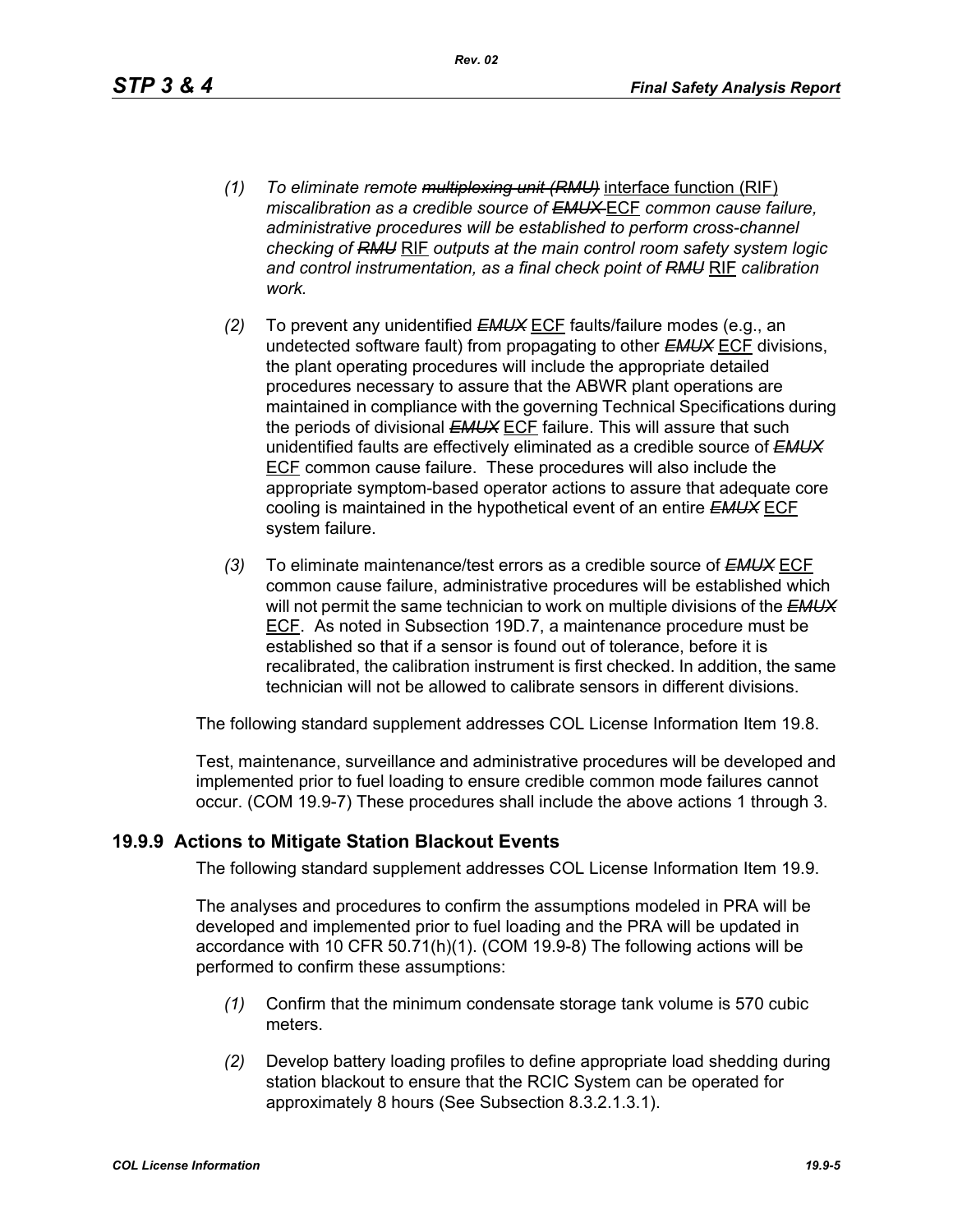*(1)* *To eliminate remote ~~multiplexing unit (RMU)~~* <u>interface function (RIF)</u> *miscalibration as a credible source of ~~EMUX~~* <u>ECF</u> *common cause failure, administrative procedures will be established to perform cross-channel checking of ~~RMU~~* <u>RIF</u> *outputs at the main control room safety system logic and control instrumentation, as a final check point of ~~RMU~~* <u>RIF</u> *calibration work.*

*(2)* To prevent any unidentified ~~*EMUX*~~ <u>ECF</u> faults/failure modes (e.g., an undetected software fault) from propagating to other ~~*EMUX*~~ <u>ECF</u> divisions, the plant operating procedures will include the appropriate detailed procedures necessary to assure that the ABWR plant operations are maintained in compliance with the governing Technical Specifications during the periods of divisional ~~*EMUX*~~ <u>ECF</u> failure. This will assure that such unidentified faults are effectively eliminated as a credible source of ~~*EMUX*~~ <u>ECF</u> common cause failure. These procedures will also include the appropriate symptom-based operator actions to assure that adequate core cooling is maintained in the hypothetical event of an entire ~~*EMUX*~~ <u>ECF</u> system failure.

*(3)* To eliminate maintenance/test errors as a credible source of ~~*EMUX*~~ <u>ECF</u> common cause failure, administrative procedures will be established which will not permit the same technician to work on multiple divisions of the ~~*EMUX*~~ <u>ECF</u>. As noted in Subsection 19D.7, a maintenance procedure must be established so that if a sensor is found out of tolerance, before it is recalibrated, the calibration instrument is first checked. In addition, the same technician will not be allowed to calibrate sensors in different divisions.

The following standard supplement addresses COL License Information Item 19.8.

Test, maintenance, surveillance and administrative procedures will be developed and implemented prior to fuel loading to ensure credible common mode failures cannot occur. (COM 19.9-7) These procedures shall include the above actions 1 through 3.

## 19.9.9 Actions to Mitigate Station Blackout Events

The following standard supplement addresses COL License Information Item 19.9.

The analyses and procedures to confirm the assumptions modeled in PRA will be developed and implemented prior to fuel loading and the PRA will be updated in accordance with 10 CFR 50.71(h)(1). (COM 19.9-8) The following actions will be performed to confirm these assumptions:

*(1)* Confirm that the minimum condensate storage tank volume is 570 cubic meters.

*(2)* Develop battery loading profiles to define appropriate load shedding during station blackout to ensure that the RCIC System can be operated for approximately 8 hours (See Subsection 8.3.2.1.3.1).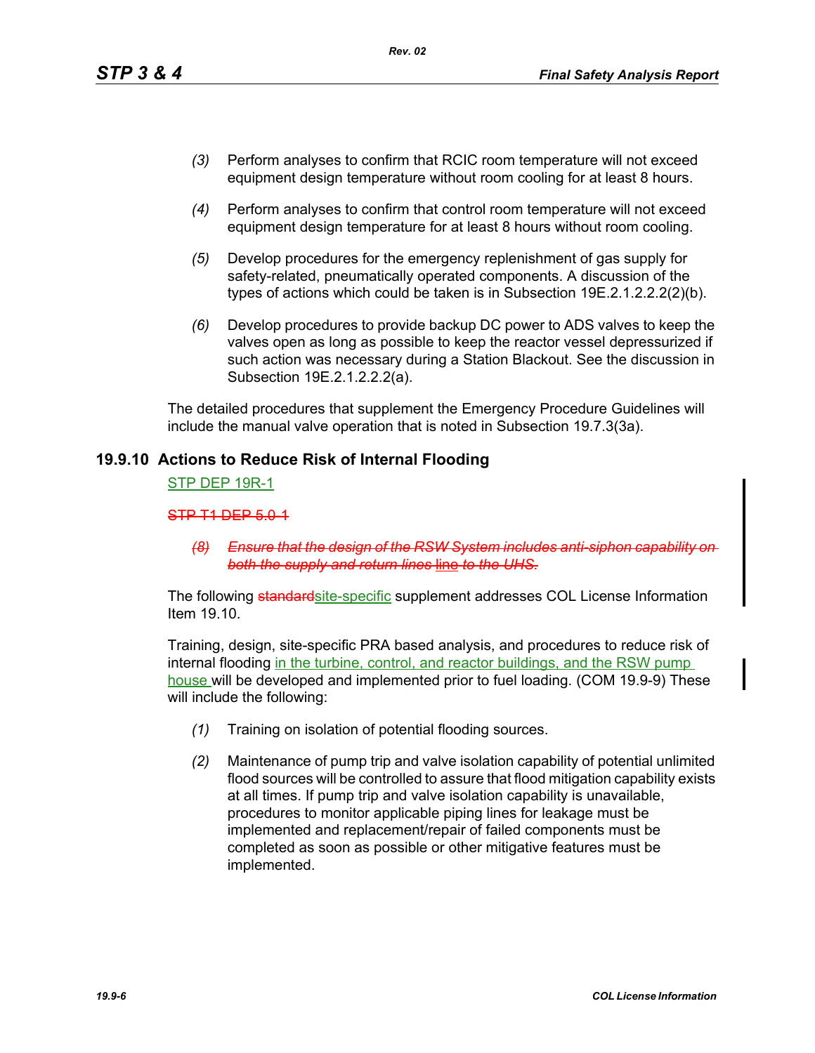*(3)* Perform analyses to confirm that RCIC room temperature will not exceed equipment design temperature without room cooling for at least 8 hours.

*(4)* Perform analyses to confirm that control room temperature will not exceed equipment design temperature for at least 8 hours without room cooling.

*(5)* Develop procedures for the emergency replenishment of gas supply for safety-related, pneumatically operated components. A discussion of the types of actions which could be taken is in Subsection 19E.2.1.2.2.2(2)(b).

*(6)* Develop procedures to provide backup DC power to ADS valves to keep the valves open as long as possible to keep the reactor vessel depressurized if such action was necessary during a Station Blackout. See the discussion in Subsection 19E.2.1.2.2.2(a).

The detailed procedures that supplement the Emergency Procedure Guidelines will include the manual valve operation that is noted in Subsection 19.7.3(3a).

## 19.9.10 Actions to Reduce Risk of Internal Flooding

STP DEP 19R-1

~~STP T1 DEP 5.0-1~~

~~*(8) Ensure that the design of the RSW System includes anti-siphon capability on both the supply and return lines*~~ line ~~*to the UHS.*~~

The following ~~standard~~site-specific supplement addresses COL License Information Item 19.10.

Training, design, site-specific PRA based analysis, and procedures to reduce risk of internal flooding in the turbine, control, and reactor buildings, and the RSW pump house will be developed and implemented prior to fuel loading. (COM 19.9-9) These will include the following:

*(1)* Training on isolation of potential flooding sources.

*(2)* Maintenance of pump trip and valve isolation capability of potential unlimited flood sources will be controlled to assure that flood mitigation capability exists at all times. If pump trip and valve isolation capability is unavailable, procedures to monitor applicable piping lines for leakage must be implemented and replacement/repair of failed components must be completed as soon as possible or other mitigative features must be implemented.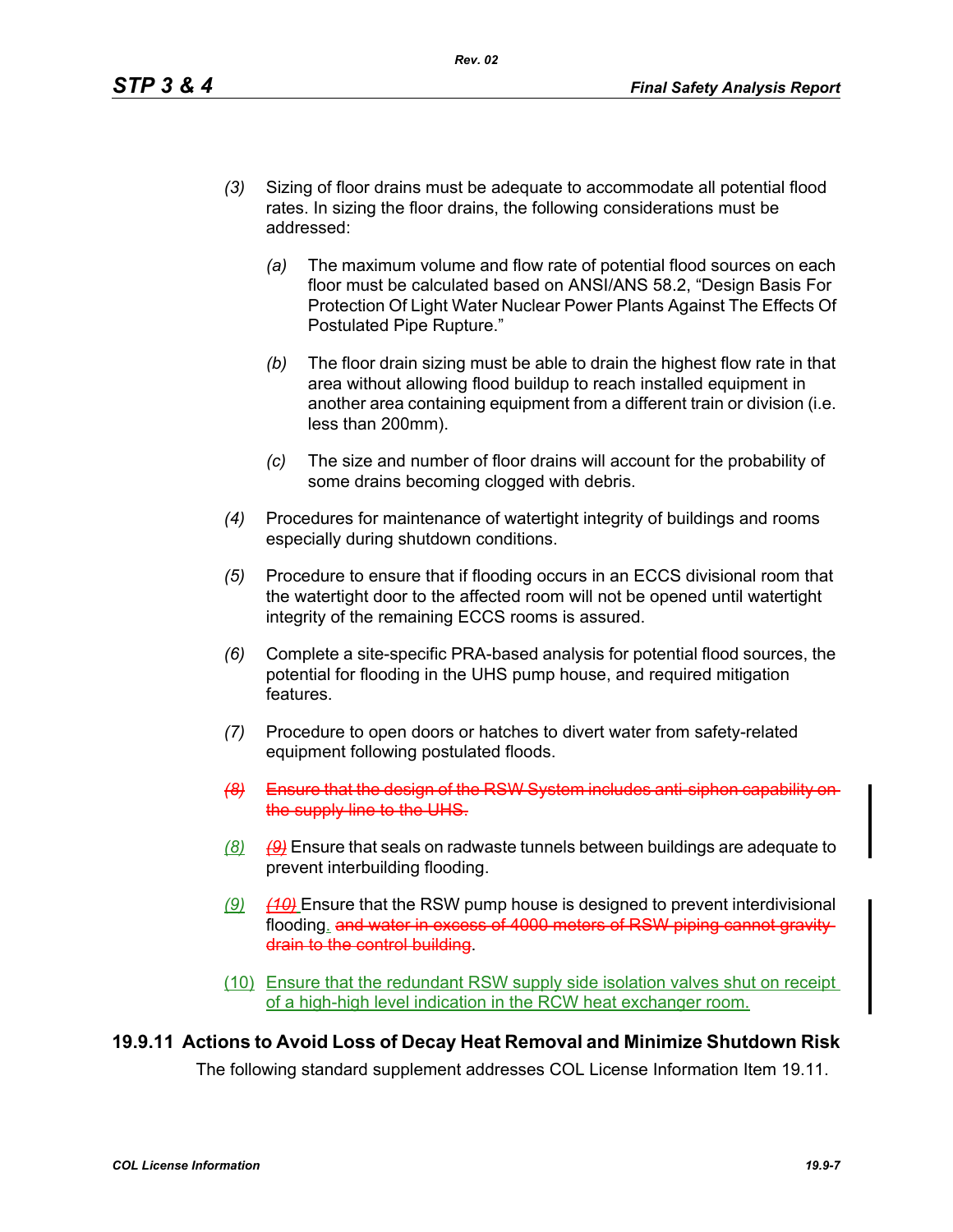*(3)* Sizing of floor drains must be adequate to accommodate all potential flood rates. In sizing the floor drains, the following considerations must be addressed:

   *(a)* The maximum volume and flow rate of potential flood sources on each floor must be calculated based on ANSI/ANS 58.2, "Design Basis For Protection Of Light Water Nuclear Power Plants Against The Effects Of Postulated Pipe Rupture."

   *(b)* The floor drain sizing must be able to drain the highest flow rate in that area without allowing flood buildup to reach installed equipment in another area containing equipment from a different train or division (i.e. less than 200mm).

   *(c)* The size and number of floor drains will account for the probability of some drains becoming clogged with debris.

*(4)* Procedures for maintenance of watertight integrity of buildings and rooms especially during shutdown conditions.

*(5)* Procedure to ensure that if flooding occurs in an ECCS divisional room that the watertight door to the affected room will not be opened until watertight integrity of the remaining ECCS rooms is assured.

*(6)* Complete a site-specific PRA-based analysis for potential flood sources, the potential for flooding in the UHS pump house, and required mitigation features.

*(7)* Procedure to open doors or hatches to divert water from safety-related equipment following postulated floods.

~~*(8)* Ensure that the design of the RSW System includes anti-siphon capability on the supply line to the UHS.~~

*(8)* ~~*(9)*~~ Ensure that seals on radwaste tunnels between buildings are adequate to prevent interbuilding flooding.

*(9)* ~~*(10)*~~ Ensure that the RSW pump house is designed to prevent interdivisional flooding. ~~and water in excess of 4000 meters of RSW piping cannot gravity drain to the control building~~.

(10) Ensure that the redundant RSW supply side isolation valves shut on receipt of a high-high level indication in the RCW heat exchanger room.

## 19.9.11 Actions to Avoid Loss of Decay Heat Removal and Minimize Shutdown Risk

The following standard supplement addresses COL License Information Item 19.11.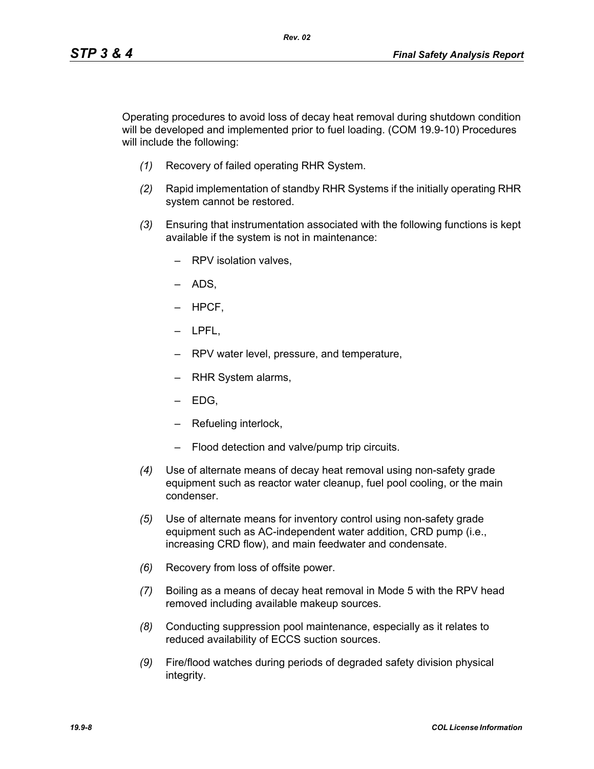Operating procedures to avoid loss of decay heat removal during shutdown condition will be developed and implemented prior to fuel loading. (COM 19.9-10) Procedures will include the following:

*(1)* Recovery of failed operating RHR System.

*(2)* Rapid implementation of standby RHR Systems if the initially operating RHR system cannot be restored.

*(3)* Ensuring that instrumentation associated with the following functions is kept available if the system is not in maintenance:

- RPV isolation valves,
- ADS,
- HPCF,
- LPFL,
- RPV water level, pressure, and temperature,
- RHR System alarms,
- EDG,
- Refueling interlock,
- Flood detection and valve/pump trip circuits.

*(4)* Use of alternate means of decay heat removal using non-safety grade equipment such as reactor water cleanup, fuel pool cooling, or the main condenser.

*(5)* Use of alternate means for inventory control using non-safety grade equipment such as AC-independent water addition, CRD pump (i.e., increasing CRD flow), and main feedwater and condensate.

*(6)* Recovery from loss of offsite power.

*(7)* Boiling as a means of decay heat removal in Mode 5 with the RPV head removed including available makeup sources.

*(8)* Conducting suppression pool maintenance, especially as it relates to reduced availability of ECCS suction sources.

*(9)* Fire/flood watches during periods of degraded safety division physical integrity.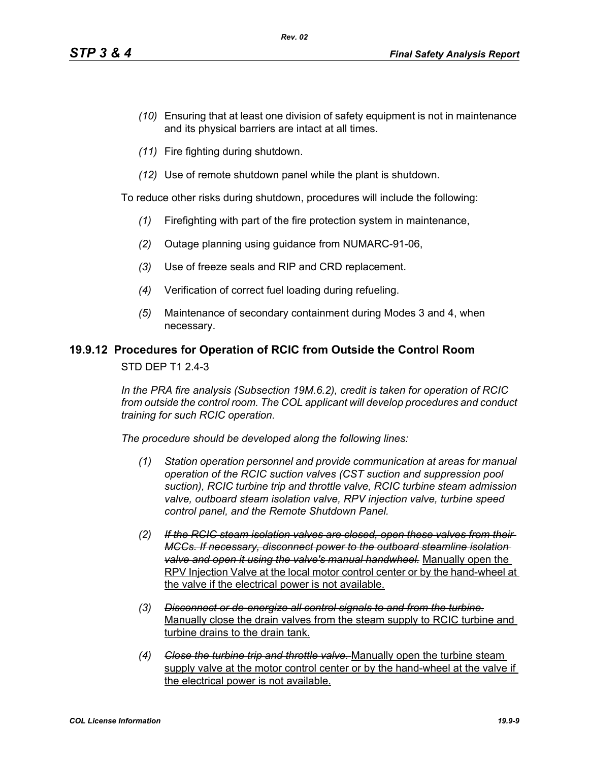*(10)* Ensuring that at least one division of safety equipment is not in maintenance and its physical barriers are intact at all times.

*(11)* Fire fighting during shutdown.

*(12)* Use of remote shutdown panel while the plant is shutdown.

To reduce other risks during shutdown, procedures will include the following:

*(1)* Firefighting with part of the fire protection system in maintenance,

*(2)* Outage planning using guidance from NUMARC-91-06,

*(3)* Use of freeze seals and RIP and CRD replacement.

*(4)* Verification of correct fuel loading during refueling.

*(5)* Maintenance of secondary containment during Modes 3 and 4, when necessary.

## 19.9.12 Procedures for Operation of RCIC from Outside the Control Room

STD DEP T1 2.4-3

*In the PRA fire analysis (Subsection 19M.6.2), credit is taken for operation of RCIC from outside the control room. The COL applicant will develop procedures and conduct training for such RCIC operation.*

*The procedure should be developed along the following lines:*

*(1) Station operation personnel and provide communication at areas for manual operation of the RCIC suction valves (CST suction and suppression pool suction), RCIC turbine trip and throttle valve, RCIC turbine steam admission valve, outboard steam isolation valve, RPV injection valve, turbine speed control panel, and the Remote Shutdown Panel.*

*(2)* ~~*If the RCIC steam isolation valves are closed, open these valves from their MCCs. If necessary, disconnect power to the outboard steamline isolation valve and open it using the valve's manual handwheel.*~~ <u>Manually open the RPV Injection Valve at the local motor control center or by the hand-wheel at the valve if the electrical power is not available.</u>

*(3)* ~~*Disconnect or de-energize all control signals to and from the turbine.*~~ <u>Manually close the drain valves from the steam supply to RCIC turbine and turbine drains to the drain tank.</u>

*(4)* ~~*Close the turbine trip and throttle valve.*~~ <u>Manually open the turbine steam supply valve at the motor control center or by the hand-wheel at the valve if the electrical power is not available.</u>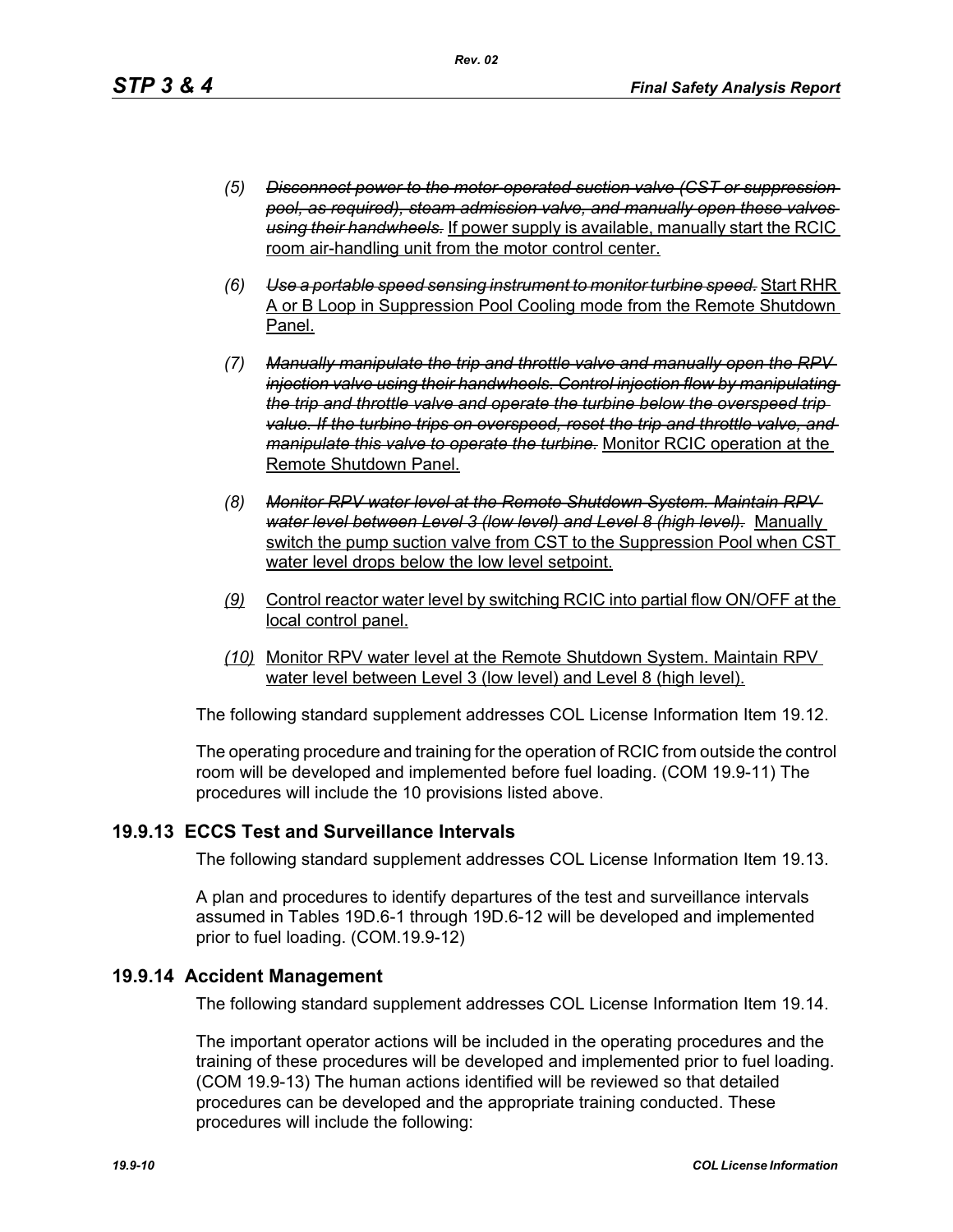(5) ~~*Disconnect power to the motor-operated suction valve (CST or suppression pool, as required), steam admission valve, and manually open these valves using their handwheels.*~~ If power supply is available, manually start the RCIC room air-handling unit from the motor control center.

(6) ~~*Use a portable speed sensing instrument to monitor turbine speed.*~~ Start RHR A or B Loop in Suppression Pool Cooling mode from the Remote Shutdown Panel.

(7) ~~*Manually manipulate the trip and throttle valve and manually open the RPV injection valve using their handwheels. Control injection flow by manipulating the trip and throttle valve and operate the turbine below the overspeed trip value. If the turbine trips on overspeed, reset the trip and throttle valve, and manipulate this valve to operate the turbine.*~~ Monitor RCIC operation at the Remote Shutdown Panel.

(8) ~~*Monitor RPV water level at the Remote Shutdown System. Maintain RPV water level between Level 3 (low level) and Level 8 (high level).*~~ Manually switch the pump suction valve from CST to the Suppression Pool when CST water level drops below the low level setpoint.

(9) Control reactor water level by switching RCIC into partial flow ON/OFF at the local control panel.

(10) Monitor RPV water level at the Remote Shutdown System. Maintain RPV water level between Level 3 (low level) and Level 8 (high level).

The following standard supplement addresses COL License Information Item 19.12.

The operating procedure and training for the operation of RCIC from outside the control room will be developed and implemented before fuel loading. (COM 19.9-11) The procedures will include the 10 provisions listed above.

## 19.9.13 ECCS Test and Surveillance Intervals

The following standard supplement addresses COL License Information Item 19.13.

A plan and procedures to identify departures of the test and surveillance intervals assumed in Tables 19D.6-1 through 19D.6-12 will be developed and implemented prior to fuel loading. (COM.19.9-12)

## 19.9.14 Accident Management

The following standard supplement addresses COL License Information Item 19.14.

The important operator actions will be included in the operating procedures and the training of these procedures will be developed and implemented prior to fuel loading. (COM 19.9-13) The human actions identified will be reviewed so that detailed procedures can be developed and the appropriate training conducted. These procedures will include the following: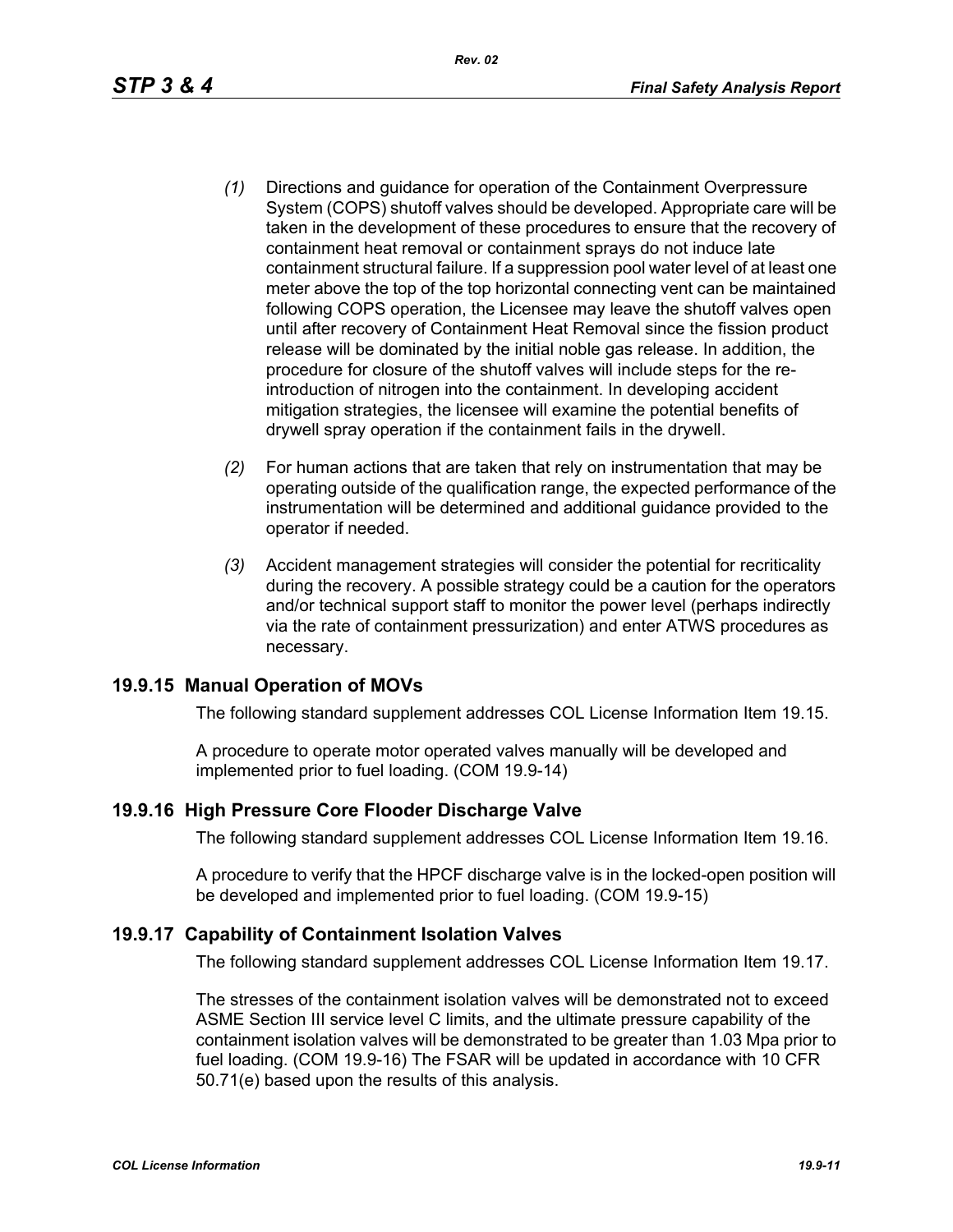*(1)* Directions and guidance for operation of the Containment Overpressure System (COPS) shutoff valves should be developed. Appropriate care will be taken in the development of these procedures to ensure that the recovery of containment heat removal or containment sprays do not induce late containment structural failure. If a suppression pool water level of at least one meter above the top of the top horizontal connecting vent can be maintained following COPS operation, the Licensee may leave the shutoff valves open until after recovery of Containment Heat Removal since the fission product release will be dominated by the initial noble gas release. In addition, the procedure for closure of the shutoff valves will include steps for the re-introduction of nitrogen into the containment. In developing accident mitigation strategies, the licensee will examine the potential benefits of drywell spray operation if the containment fails in the drywell.

*(2)* For human actions that are taken that rely on instrumentation that may be operating outside of the qualification range, the expected performance of the instrumentation will be determined and additional guidance provided to the operator if needed.

*(3)* Accident management strategies will consider the potential for recriticality during the recovery. A possible strategy could be a caution for the operators and/or technical support staff to monitor the power level (perhaps indirectly via the rate of containment pressurization) and enter ATWS procedures as necessary.

## 19.9.15 Manual Operation of MOVs

The following standard supplement addresses COL License Information Item 19.15.

A procedure to operate motor operated valves manually will be developed and implemented prior to fuel loading. (COM 19.9-14)

## 19.9.16 High Pressure Core Flooder Discharge Valve

The following standard supplement addresses COL License Information Item 19.16.

A procedure to verify that the HPCF discharge valve is in the locked-open position will be developed and implemented prior to fuel loading. (COM 19.9-15)

## 19.9.17 Capability of Containment Isolation Valves

The following standard supplement addresses COL License Information Item 19.17.

The stresses of the containment isolation valves will be demonstrated not to exceed ASME Section III service level C limits, and the ultimate pressure capability of the containment isolation valves will be demonstrated to be greater than 1.03 Mpa prior to fuel loading. (COM 19.9-16) The FSAR will be updated in accordance with 10 CFR 50.71(e) based upon the results of this analysis.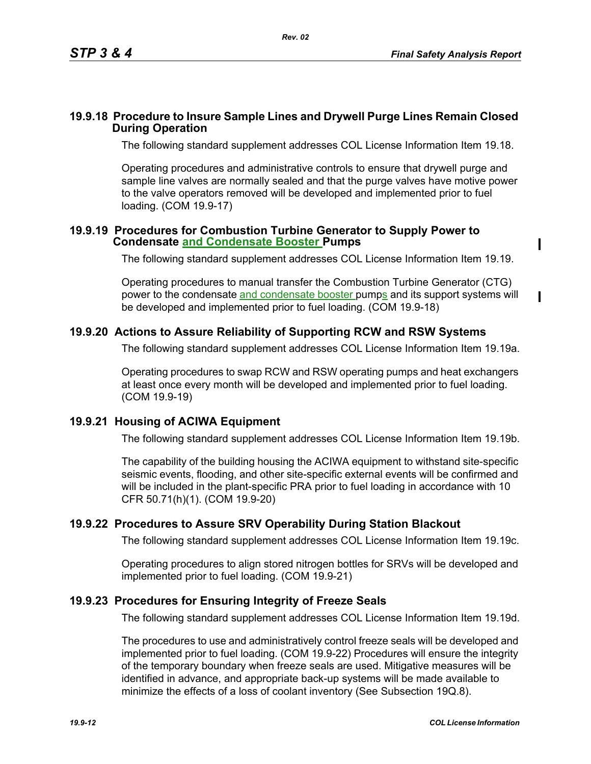## 19.9.18 Procedure to Insure Sample Lines and Drywell Purge Lines Remain Closed During Operation

The following standard supplement addresses COL License Information Item 19.18.

Operating procedures and administrative controls to ensure that drywell purge and sample line valves are normally sealed and that the purge valves have motive power to the valve operators removed will be developed and implemented prior to fuel loading. (COM 19.9-17)

## 19.9.19 Procedures for Combustion Turbine Generator to Supply Power to Condensate and Condensate Booster Pumps

The following standard supplement addresses COL License Information Item 19.19.

Operating procedures to manual transfer the Combustion Turbine Generator (CTG) power to the condensate and condensate booster pumps and its support systems will be developed and implemented prior to fuel loading. (COM 19.9-18)

## 19.9.20 Actions to Assure Reliability of Supporting RCW and RSW Systems

The following standard supplement addresses COL License Information Item 19.19a.

Operating procedures to swap RCW and RSW operating pumps and heat exchangers at least once every month will be developed and implemented prior to fuel loading. (COM 19.9-19)

## 19.9.21 Housing of ACIWA Equipment

The following standard supplement addresses COL License Information Item 19.19b.

The capability of the building housing the ACIWA equipment to withstand site-specific seismic events, flooding, and other site-specific external events will be confirmed and will be included in the plant-specific PRA prior to fuel loading in accordance with 10 CFR 50.71(h)(1). (COM 19.9-20)

## 19.9.22 Procedures to Assure SRV Operability During Station Blackout

The following standard supplement addresses COL License Information Item 19.19c.

Operating procedures to align stored nitrogen bottles for SRVs will be developed and implemented prior to fuel loading. (COM 19.9-21)

## 19.9.23 Procedures for Ensuring Integrity of Freeze Seals

The following standard supplement addresses COL License Information Item 19.19d.

The procedures to use and administratively control freeze seals will be developed and implemented prior to fuel loading. (COM 19.9-22) Procedures will ensure the integrity of the temporary boundary when freeze seals are used. Mitigative measures will be identified in advance, and appropriate back-up systems will be made available to minimize the effects of a loss of coolant inventory (See Subsection 19Q.8).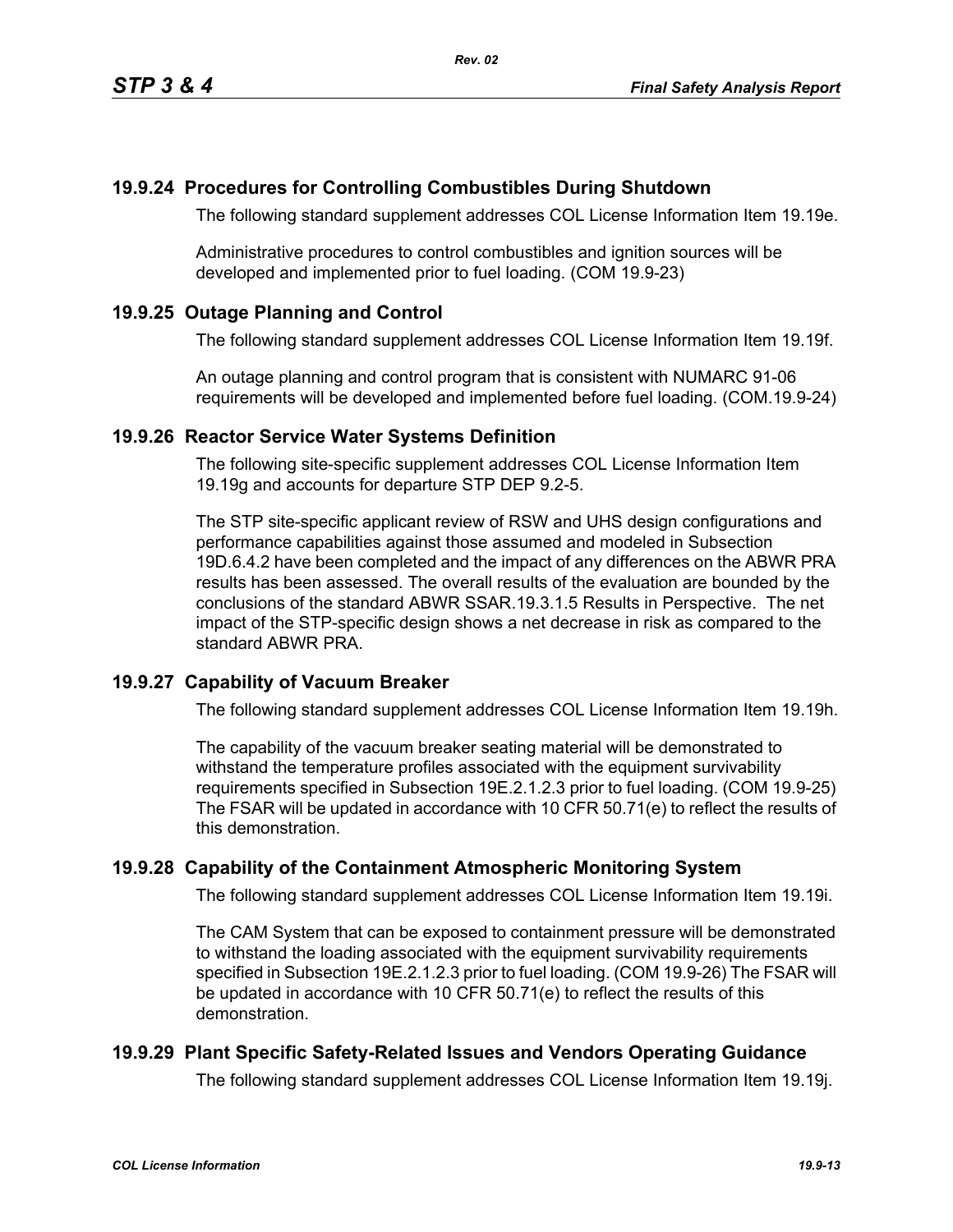## 19.9.24 Procedures for Controlling Combustibles During Shutdown

The following standard supplement addresses COL License Information Item 19.19e.

Administrative procedures to control combustibles and ignition sources will be developed and implemented prior to fuel loading. (COM 19.9-23)

## 19.9.25 Outage Planning and Control

The following standard supplement addresses COL License Information Item 19.19f.

An outage planning and control program that is consistent with NUMARC 91-06 requirements will be developed and implemented before fuel loading. (COM.19.9-24)

## 19.9.26 Reactor Service Water Systems Definition

The following site-specific supplement addresses COL License Information Item 19.19g and accounts for departure STP DEP 9.2-5.

The STP site-specific applicant review of RSW and UHS design configurations and performance capabilities against those assumed and modeled in Subsection 19D.6.4.2 have been completed and the impact of any differences on the ABWR PRA results has been assessed. The overall results of the evaluation are bounded by the conclusions of the standard ABWR SSAR.19.3.1.5 Results in Perspective. The net impact of the STP-specific design shows a net decrease in risk as compared to the standard ABWR PRA.

## 19.9.27 Capability of Vacuum Breaker

The following standard supplement addresses COL License Information Item 19.19h.

The capability of the vacuum breaker seating material will be demonstrated to withstand the temperature profiles associated with the equipment survivability requirements specified in Subsection 19E.2.1.2.3 prior to fuel loading. (COM 19.9-25) The FSAR will be updated in accordance with 10 CFR 50.71(e) to reflect the results of this demonstration.

## 19.9.28 Capability of the Containment Atmospheric Monitoring System

The following standard supplement addresses COL License Information Item 19.19i.

The CAM System that can be exposed to containment pressure will be demonstrated to withstand the loading associated with the equipment survivability requirements specified in Subsection 19E.2.1.2.3 prior to fuel loading. (COM 19.9-26) The FSAR will be updated in accordance with 10 CFR 50.71(e) to reflect the results of this demonstration.

## 19.9.29 Plant Specific Safety-Related Issues and Vendors Operating Guidance

The following standard supplement addresses COL License Information Item 19.19j.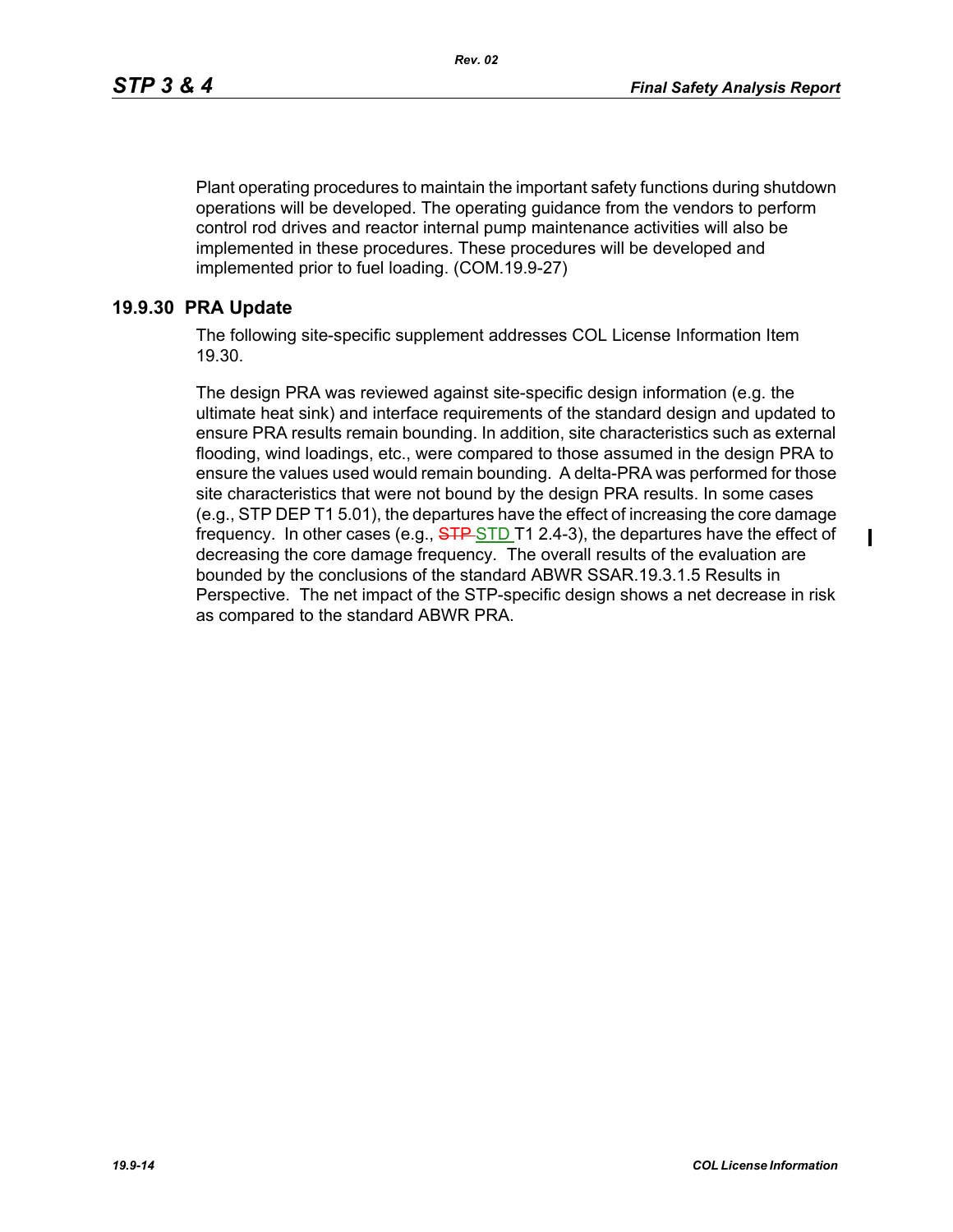Plant operating procedures to maintain the important safety functions during shutdown operations will be developed. The operating guidance from the vendors to perform control rod drives and reactor internal pump maintenance activities will also be implemented in these procedures. These procedures will be developed and implemented prior to fuel loading. (COM.19.9-27)

## 19.9.30 PRA Update

The following site-specific supplement addresses COL License Information Item 19.30.

The design PRA was reviewed against site-specific design information (e.g. the ultimate heat sink) and interface requirements of the standard design and updated to ensure PRA results remain bounding. In addition, site characteristics such as external flooding, wind loadings, etc., were compared to those assumed in the design PRA to ensure the values used would remain bounding. A delta-PRA was performed for those site characteristics that were not bound by the design PRA results. In some cases (e.g., STP DEP T1 5.01), the departures have the effect of increasing the core damage frequency. In other cases (e.g., ~~STP~~ STD T1 2.4-3), the departures have the effect of decreasing the core damage frequency. The overall results of the evaluation are bounded by the conclusions of the standard ABWR SSAR.19.3.1.5 Results in Perspective. The net impact of the STP-specific design shows a net decrease in risk as compared to the standard ABWR PRA.